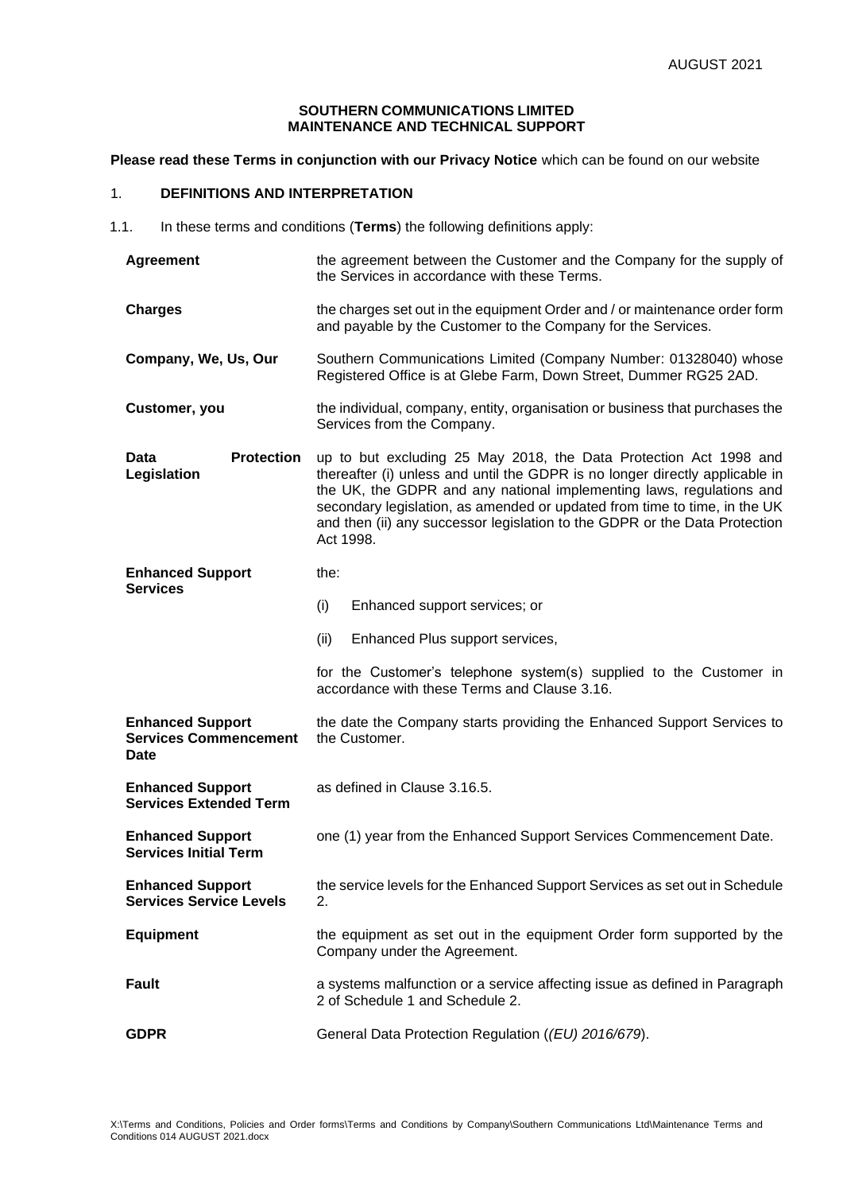**SOUTHERN COMMUNICATIONS LIMITED**
**MAINTENANCE AND TECHNICAL SUPPORT**

**Please read these Terms in conjunction with our Privacy Notice** which can be found on our website

## 1. DEFINITIONS AND INTERPRETATION

1.1. In these terms and conditions (**Terms**) the following definitions apply:

| | |
|---|---|
| **Agreement** | the agreement between the Customer and the Company for the supply of the Services in accordance with these Terms. |
| **Charges** | the charges set out in the equipment Order and / or maintenance order form and payable by the Customer to the Company for the Services. |
| **Company, We, Us, Our** | Southern Communications Limited (Company Number: 01328040) whose Registered Office is at Glebe Farm, Down Street, Dummer RG25 2AD. |
| **Customer, you** | the individual, company, entity, organisation or business that purchases the Services from the Company. |
| **Data Protection Legislation** | up to but excluding 25 May 2018, the Data Protection Act 1998 and thereafter (i) unless and until the GDPR is no longer directly applicable in the UK, the GDPR and any national implementing laws, regulations and secondary legislation, as amended or updated from time to time, in the UK and then (ii) any successor legislation to the GDPR or the Data Protection Act 1998. |
| **Enhanced Support Services** | the: (i) Enhanced support services; or (ii) Enhanced Plus support services, for the Customer's telephone system(s) supplied to the Customer in accordance with these Terms and Clause 3.16. |
| **Enhanced Support Services Commencement Date** | the date the Company starts providing the Enhanced Support Services to the Customer. |
| **Enhanced Support Services Extended Term** | as defined in Clause 3.16.5. |
| **Enhanced Support Services Initial Term** | one (1) year from the Enhanced Support Services Commencement Date. |
| **Enhanced Support Services Service Levels** | the service levels for the Enhanced Support Services as set out in Schedule 2. |
| **Equipment** | the equipment as set out in the equipment Order form supported by the Company under the Agreement. |
| **Fault** | a systems malfunction or a service affecting issue as defined in Paragraph 2 of Schedule 1 and Schedule 2. |
| **GDPR** | General Data Protection Regulation (*(EU) 2016/679*). |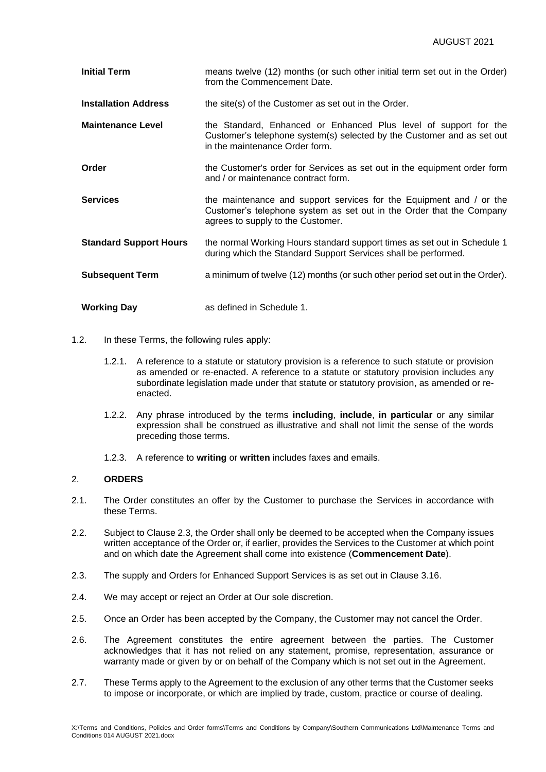| | |
|---|---|
| **Initial Term** | means twelve (12) months (or such other initial term set out in the Order) from the Commencement Date. |
| **Installation Address** | the site(s) of the Customer as set out in the Order. |
| **Maintenance Level** | the Standard, Enhanced or Enhanced Plus level of support for the Customer's telephone system(s) selected by the Customer and as set out in the maintenance Order form. |
| **Order** | the Customer's order for Services as set out in the equipment order form and / or maintenance contract form. |
| **Services** | the maintenance and support services for the Equipment and / or the Customer's telephone system as set out in the Order that the Company agrees to supply to the Customer. |
| **Standard Support Hours** | the normal Working Hours standard support times as set out in Schedule 1 during which the Standard Support Services shall be performed. |
| **Subsequent Term** | a minimum of twelve (12) months (or such other period set out in the Order). |
| **Working Day** | as defined in Schedule 1. |

1.2. In these Terms, the following rules apply:

1.2.1. A reference to a statute or statutory provision is a reference to such statute or provision as amended or re-enacted. A reference to a statute or statutory provision includes any subordinate legislation made under that statute or statutory provision, as amended or re-enacted.

1.2.2. Any phrase introduced by the terms **including**, **include**, **in particular** or any similar expression shall be construed as illustrative and shall not limit the sense of the words preceding those terms.

1.2.3. A reference to **writing** or **written** includes faxes and emails.

## 2. ORDERS

2.1. The Order constitutes an offer by the Customer to purchase the Services in accordance with these Terms.

2.2. Subject to Clause 2.3, the Order shall only be deemed to be accepted when the Company issues written acceptance of the Order or, if earlier, provides the Services to the Customer at which point and on which date the Agreement shall come into existence (**Commencement Date**).

2.3. The supply and Orders for Enhanced Support Services is as set out in Clause 3.16.

2.4. We may accept or reject an Order at Our sole discretion.

2.5. Once an Order has been accepted by the Company, the Customer may not cancel the Order.

2.6. The Agreement constitutes the entire agreement between the parties. The Customer acknowledges that it has not relied on any statement, promise, representation, assurance or warranty made or given by or on behalf of the Company which is not set out in the Agreement.

2.7. These Terms apply to the Agreement to the exclusion of any other terms that the Customer seeks to impose or incorporate, or which are implied by trade, custom, practice or course of dealing.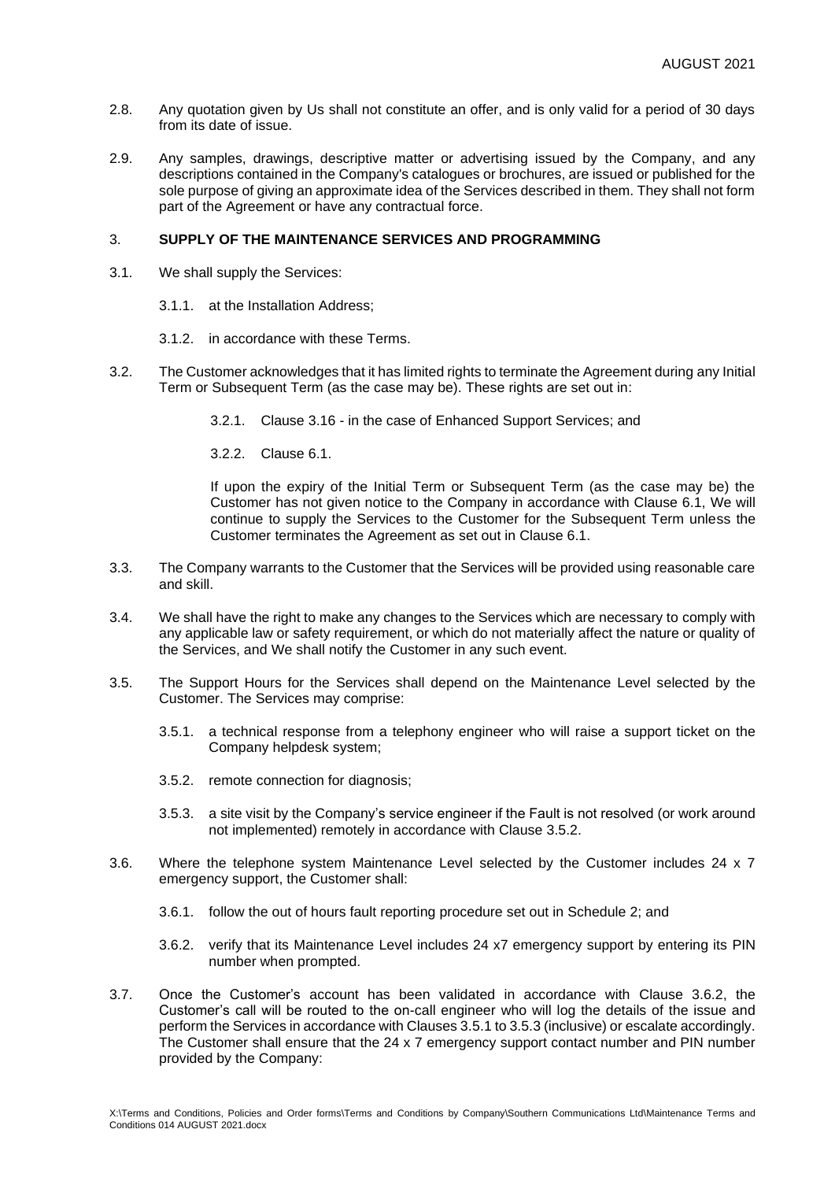2.8. Any quotation given by Us shall not constitute an offer, and is only valid for a period of 30 days from its date of issue.

2.9. Any samples, drawings, descriptive matter or advertising issued by the Company, and any descriptions contained in the Company's catalogues or brochures, are issued or published for the sole purpose of giving an approximate idea of the Services described in them. They shall not form part of the Agreement or have any contractual force.

## 3. SUPPLY OF THE MAINTENANCE SERVICES AND PROGRAMMING

3.1. We shall supply the Services:

3.1.1. at the Installation Address;

3.1.2. in accordance with these Terms.

3.2. The Customer acknowledges that it has limited rights to terminate the Agreement during any Initial Term or Subsequent Term (as the case may be). These rights are set out in:

3.2.1. Clause 3.16 - in the case of Enhanced Support Services; and

3.2.2. Clause 6.1.

If upon the expiry of the Initial Term or Subsequent Term (as the case may be) the Customer has not given notice to the Company in accordance with Clause 6.1, We will continue to supply the Services to the Customer for the Subsequent Term unless the Customer terminates the Agreement as set out in Clause 6.1.

3.3. The Company warrants to the Customer that the Services will be provided using reasonable care and skill.

3.4. We shall have the right to make any changes to the Services which are necessary to comply with any applicable law or safety requirement, or which do not materially affect the nature or quality of the Services, and We shall notify the Customer in any such event.

3.5. The Support Hours for the Services shall depend on the Maintenance Level selected by the Customer. The Services may comprise:

3.5.1. a technical response from a telephony engineer who will raise a support ticket on the Company helpdesk system;

3.5.2. remote connection for diagnosis;

3.5.3. a site visit by the Company's service engineer if the Fault is not resolved (or work around not implemented) remotely in accordance with Clause 3.5.2.

3.6. Where the telephone system Maintenance Level selected by the Customer includes 24 x 7 emergency support, the Customer shall:

3.6.1. follow the out of hours fault reporting procedure set out in Schedule 2; and

3.6.2. verify that its Maintenance Level includes 24 x7 emergency support by entering its PIN number when prompted.

3.7. Once the Customer's account has been validated in accordance with Clause 3.6.2, the Customer's call will be routed to the on-call engineer who will log the details of the issue and perform the Services in accordance with Clauses 3.5.1 to 3.5.3 (inclusive) or escalate accordingly. The Customer shall ensure that the 24 x 7 emergency support contact number and PIN number provided by the Company: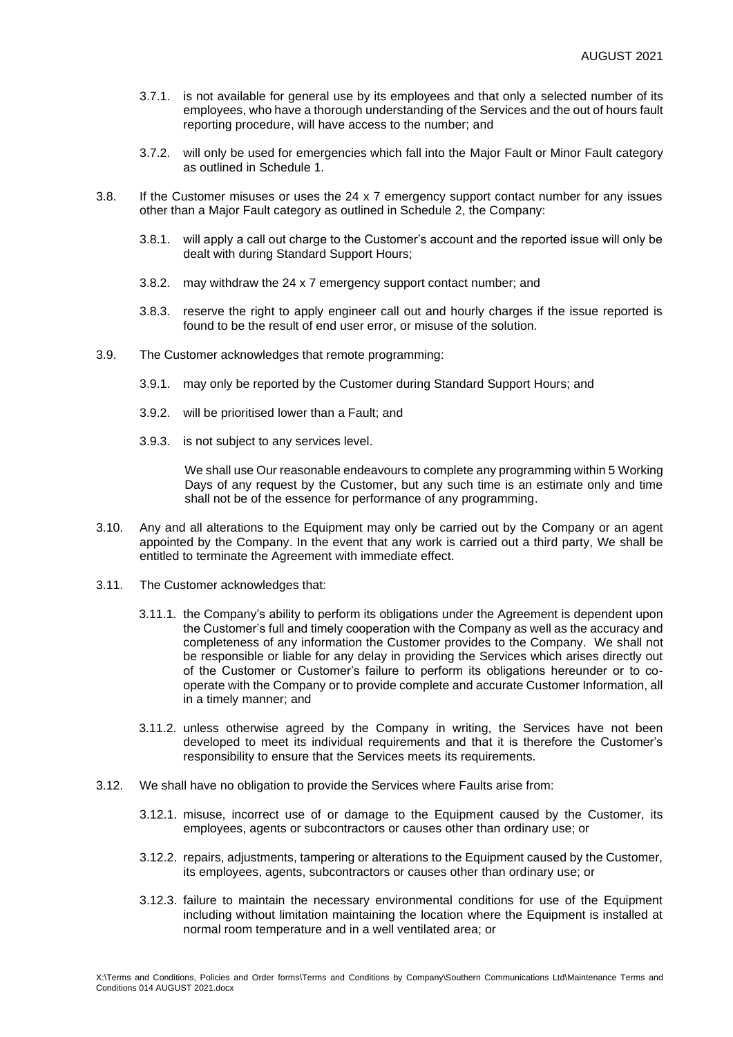3.7.1. is not available for general use by its employees and that only a selected number of its employees, who have a thorough understanding of the Services and the out of hours fault reporting procedure, will have access to the number; and

3.7.2. will only be used for emergencies which fall into the Major Fault or Minor Fault category as outlined in Schedule 1.

3.8. If the Customer misuses or uses the 24 x 7 emergency support contact number for any issues other than a Major Fault category as outlined in Schedule 2, the Company:

3.8.1. will apply a call out charge to the Customer's account and the reported issue will only be dealt with during Standard Support Hours;

3.8.2. may withdraw the 24 x 7 emergency support contact number; and

3.8.3. reserve the right to apply engineer call out and hourly charges if the issue reported is found to be the result of end user error, or misuse of the solution.

3.9. The Customer acknowledges that remote programming:

3.9.1. may only be reported by the Customer during Standard Support Hours; and

3.9.2. will be prioritised lower than a Fault; and

3.9.3. is not subject to any services level.

We shall use Our reasonable endeavours to complete any programming within 5 Working Days of any request by the Customer, but any such time is an estimate only and time shall not be of the essence for performance of any programming.

3.10. Any and all alterations to the Equipment may only be carried out by the Company or an agent appointed by the Company. In the event that any work is carried out a third party, We shall be entitled to terminate the Agreement with immediate effect.

3.11. The Customer acknowledges that:

3.11.1. the Company's ability to perform its obligations under the Agreement is dependent upon the Customer's full and timely cooperation with the Company as well as the accuracy and completeness of any information the Customer provides to the Company. We shall not be responsible or liable for any delay in providing the Services which arises directly out of the Customer or Customer's failure to perform its obligations hereunder or to co-operate with the Company or to provide complete and accurate Customer Information, all in a timely manner; and

3.11.2. unless otherwise agreed by the Company in writing, the Services have not been developed to meet its individual requirements and that it is therefore the Customer's responsibility to ensure that the Services meets its requirements.

3.12. We shall have no obligation to provide the Services where Faults arise from:

3.12.1. misuse, incorrect use of or damage to the Equipment caused by the Customer, its employees, agents or subcontractors or causes other than ordinary use; or

3.12.2. repairs, adjustments, tampering or alterations to the Equipment caused by the Customer, its employees, agents, subcontractors or causes other than ordinary use; or

3.12.3. failure to maintain the necessary environmental conditions for use of the Equipment including without limitation maintaining the location where the Equipment is installed at normal room temperature and in a well ventilated area; or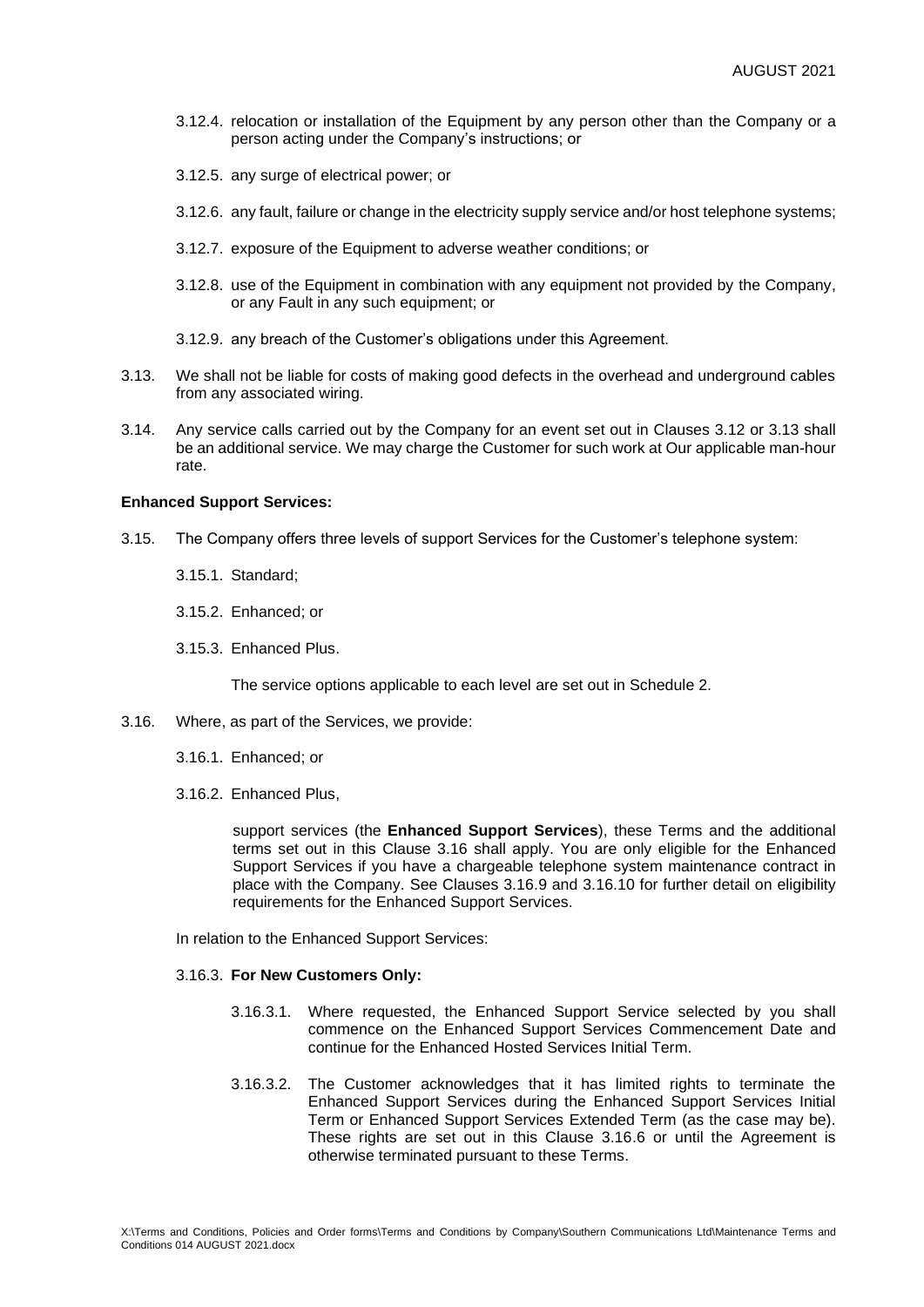3.12.4. relocation or installation of the Equipment by any person other than the Company or a person acting under the Company's instructions; or

3.12.5. any surge of electrical power; or

3.12.6. any fault, failure or change in the electricity supply service and/or host telephone systems;

3.12.7. exposure of the Equipment to adverse weather conditions; or

3.12.8. use of the Equipment in combination with any equipment not provided by the Company, or any Fault in any such equipment; or

3.12.9. any breach of the Customer's obligations under this Agreement.

3.13. We shall not be liable for costs of making good defects in the overhead and underground cables from any associated wiring.

3.14. Any service calls carried out by the Company for an event set out in Clauses 3.12 or 3.13 shall be an additional service. We may charge the Customer for such work at Our applicable man-hour rate.

**Enhanced Support Services:**

3.15. The Company offers three levels of support Services for the Customer's telephone system:

3.15.1. Standard;

3.15.2. Enhanced; or

3.15.3. Enhanced Plus.

The service options applicable to each level are set out in Schedule 2.

3.16. Where, as part of the Services, we provide:

3.16.1. Enhanced; or

3.16.2. Enhanced Plus,

support services (the **Enhanced Support Services**), these Terms and the additional terms set out in this Clause 3.16 shall apply. You are only eligible for the Enhanced Support Services if you have a chargeable telephone system maintenance contract in place with the Company. See Clauses 3.16.9 and 3.16.10 for further detail on eligibility requirements for the Enhanced Support Services.

In relation to the Enhanced Support Services:

3.16.3. **For New Customers Only:**

3.16.3.1. Where requested, the Enhanced Support Service selected by you shall commence on the Enhanced Support Services Commencement Date and continue for the Enhanced Hosted Services Initial Term.

3.16.3.2. The Customer acknowledges that it has limited rights to terminate the Enhanced Support Services during the Enhanced Support Services Initial Term or Enhanced Support Services Extended Term (as the case may be). These rights are set out in this Clause 3.16.6 or until the Agreement is otherwise terminated pursuant to these Terms.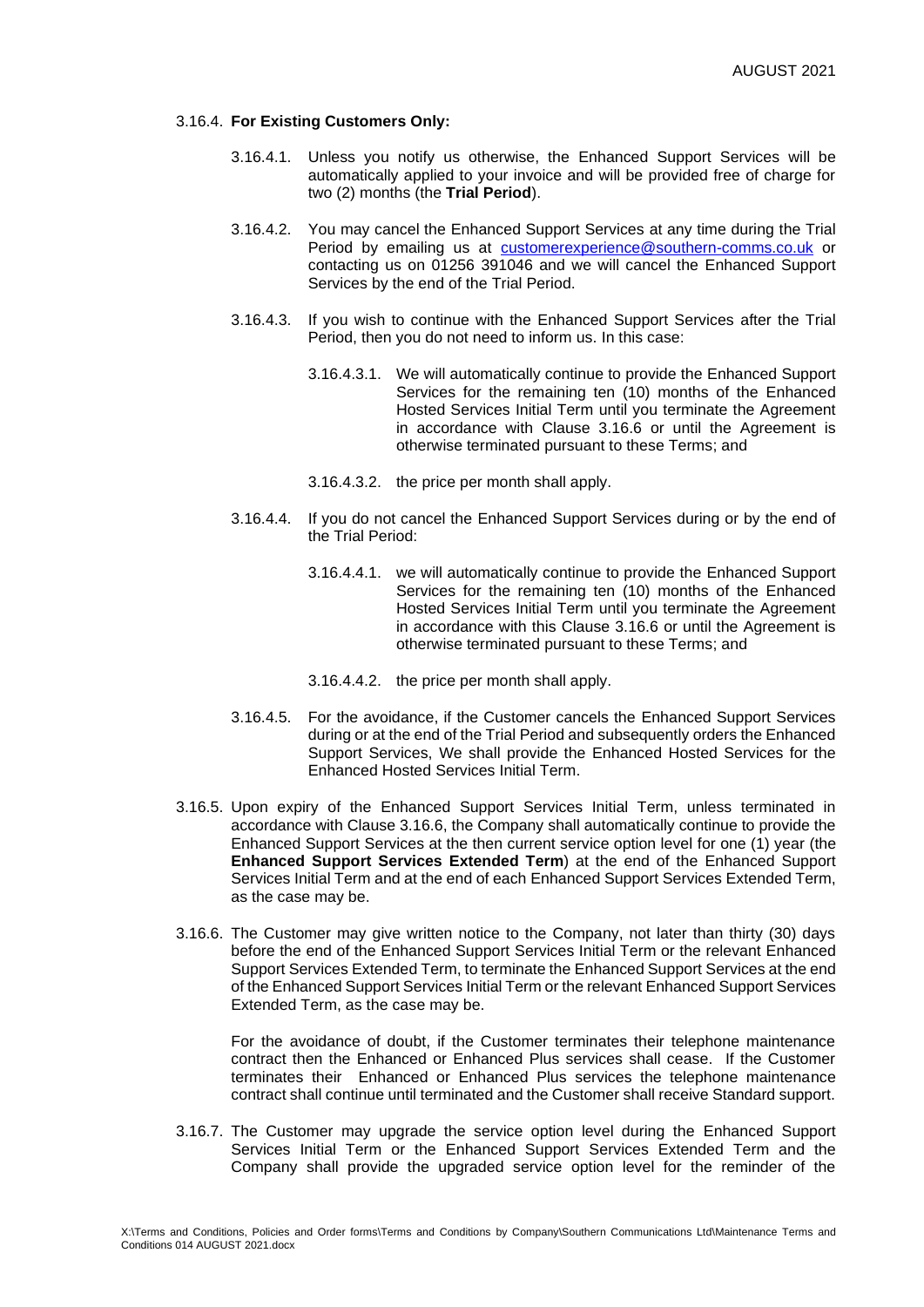3.16.4. **For Existing Customers Only:**

3.16.4.1. Unless you notify us otherwise, the Enhanced Support Services will be automatically applied to your invoice and will be provided free of charge for two (2) months (the **Trial Period**).

3.16.4.2. You may cancel the Enhanced Support Services at any time during the Trial Period by emailing us at customerexperience@southern-comms.co.uk or contacting us on 01256 391046 and we will cancel the Enhanced Support Services by the end of the Trial Period.

3.16.4.3. If you wish to continue with the Enhanced Support Services after the Trial Period, then you do not need to inform us. In this case:

3.16.4.3.1. We will automatically continue to provide the Enhanced Support Services for the remaining ten (10) months of the Enhanced Hosted Services Initial Term until you terminate the Agreement in accordance with Clause 3.16.6 or until the Agreement is otherwise terminated pursuant to these Terms; and

3.16.4.3.2. the price per month shall apply.

3.16.4.4. If you do not cancel the Enhanced Support Services during or by the end of the Trial Period:

3.16.4.4.1. we will automatically continue to provide the Enhanced Support Services for the remaining ten (10) months of the Enhanced Hosted Services Initial Term until you terminate the Agreement in accordance with this Clause 3.16.6 or until the Agreement is otherwise terminated pursuant to these Terms; and

3.16.4.4.2. the price per month shall apply.

3.16.4.5. For the avoidance, if the Customer cancels the Enhanced Support Services during or at the end of the Trial Period and subsequently orders the Enhanced Support Services, We shall provide the Enhanced Hosted Services for the Enhanced Hosted Services Initial Term.

3.16.5. Upon expiry of the Enhanced Support Services Initial Term, unless terminated in accordance with Clause 3.16.6, the Company shall automatically continue to provide the Enhanced Support Services at the then current service option level for one (1) year (the **Enhanced Support Services Extended Term**) at the end of the Enhanced Support Services Initial Term and at the end of each Enhanced Support Services Extended Term, as the case may be.

3.16.6. The Customer may give written notice to the Company, not later than thirty (30) days before the end of the Enhanced Support Services Initial Term or the relevant Enhanced Support Services Extended Term, to terminate the Enhanced Support Services at the end of the Enhanced Support Services Initial Term or the relevant Enhanced Support Services Extended Term, as the case may be.

For the avoidance of doubt, if the Customer terminates their telephone maintenance contract then the Enhanced or Enhanced Plus services shall cease. If the Customer terminates their Enhanced or Enhanced Plus services the telephone maintenance contract shall continue until terminated and the Customer shall receive Standard support.

3.16.7. The Customer may upgrade the service option level during the Enhanced Support Services Initial Term or the Enhanced Support Services Extended Term and the Company shall provide the upgraded service option level for the reminder of the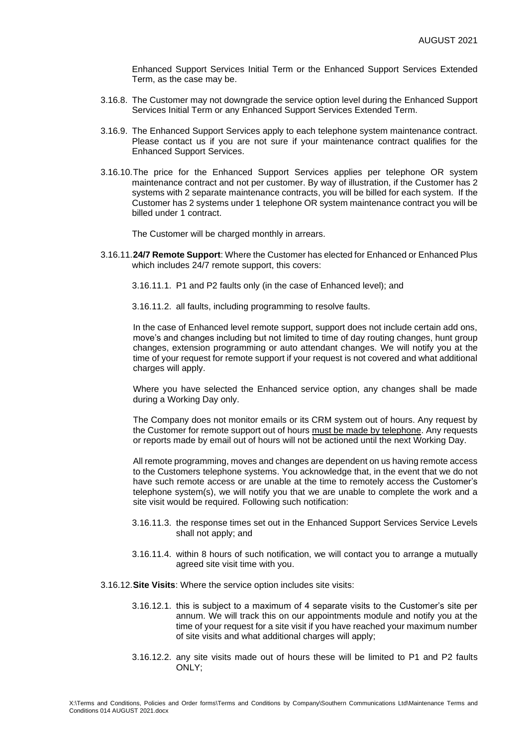Enhanced Support Services Initial Term or the Enhanced Support Services Extended Term, as the case may be.

3.16.8. The Customer may not downgrade the service option level during the Enhanced Support Services Initial Term or any Enhanced Support Services Extended Term.

3.16.9. The Enhanced Support Services apply to each telephone system maintenance contract. Please contact us if you are not sure if your maintenance contract qualifies for the Enhanced Support Services.

3.16.10. The price for the Enhanced Support Services applies per telephone OR system maintenance contract and not per customer. By way of illustration, if the Customer has 2 systems with 2 separate maintenance contracts, you will be billed for each system. If the Customer has 2 systems under 1 telephone OR system maintenance contract you will be billed under 1 contract.

The Customer will be charged monthly in arrears.

3.16.11. **24/7 Remote Support**: Where the Customer has elected for Enhanced or Enhanced Plus which includes 24/7 remote support, this covers:

3.16.11.1. P1 and P2 faults only (in the case of Enhanced level); and

3.16.11.2. all faults, including programming to resolve faults.

In the case of Enhanced level remote support, support does not include certain add ons, move's and changes including but not limited to time of day routing changes, hunt group changes, extension programming or auto attendant changes. We will notify you at the time of your request for remote support if your request is not covered and what additional charges will apply.

Where you have selected the Enhanced service option, any changes shall be made during a Working Day only.

The Company does not monitor emails or its CRM system out of hours. Any request by the Customer for remote support out of hours must be made by telephone. Any requests or reports made by email out of hours will not be actioned until the next Working Day.

All remote programming, moves and changes are dependent on us having remote access to the Customers telephone systems. You acknowledge that, in the event that we do not have such remote access or are unable at the time to remotely access the Customer's telephone system(s), we will notify you that we are unable to complete the work and a site visit would be required. Following such notification:

3.16.11.3. the response times set out in the Enhanced Support Services Service Levels shall not apply; and

3.16.11.4. within 8 hours of such notification, we will contact you to arrange a mutually agreed site visit time with you.

3.16.12. **Site Visits**: Where the service option includes site visits:

3.16.12.1. this is subject to a maximum of 4 separate visits to the Customer's site per annum. We will track this on our appointments module and notify you at the time of your request for a site visit if you have reached your maximum number of site visits and what additional charges will apply;

3.16.12.2. any site visits made out of hours these will be limited to P1 and P2 faults ONLY;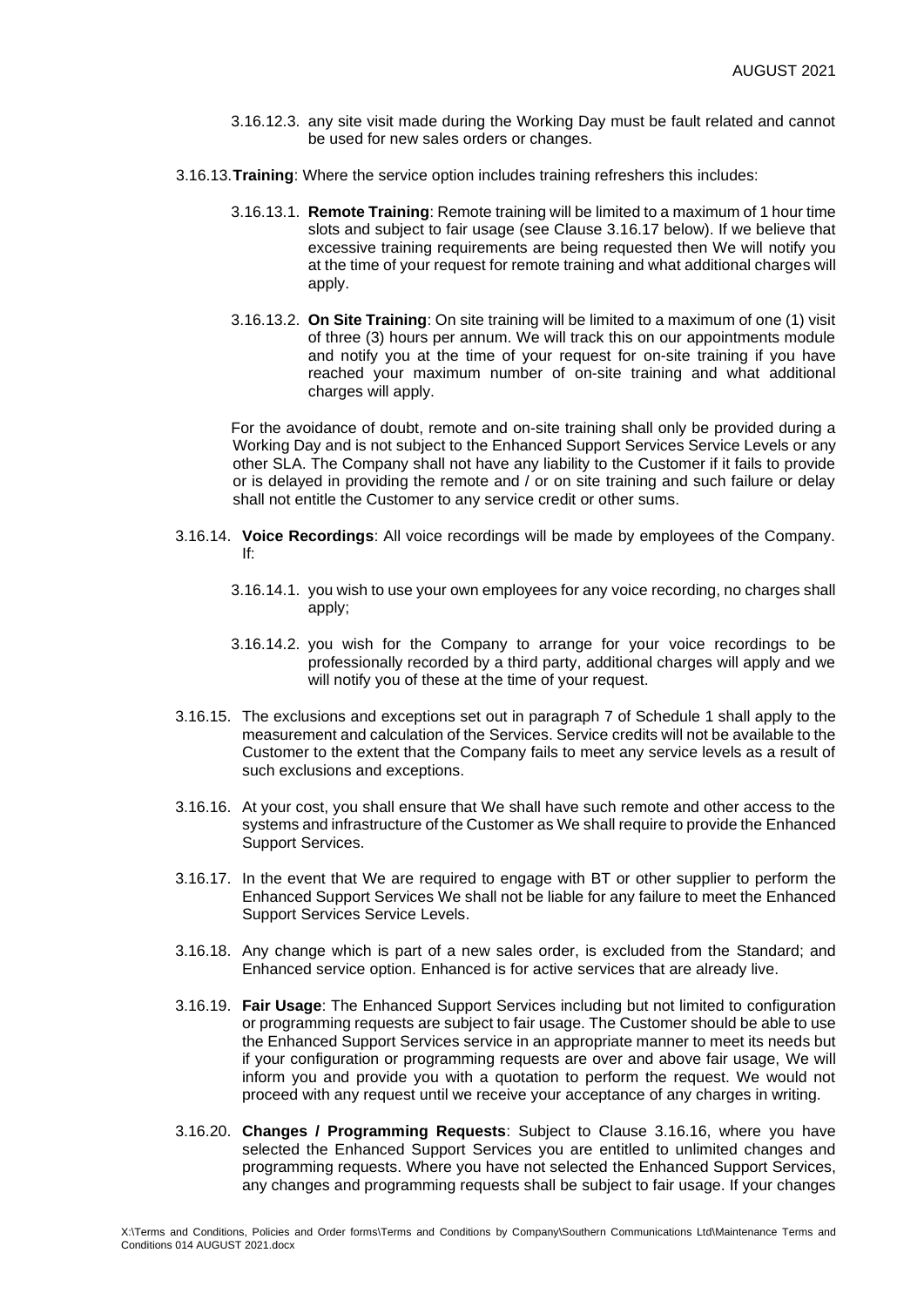3.16.12.3. any site visit made during the Working Day must be fault related and cannot be used for new sales orders or changes.

3.16.13. **Training**: Where the service option includes training refreshers this includes:

3.16.13.1. **Remote Training**: Remote training will be limited to a maximum of 1 hour time slots and subject to fair usage (see Clause 3.16.17 below). If we believe that excessive training requirements are being requested then We will notify you at the time of your request for remote training and what additional charges will apply.

3.16.13.2. **On Site Training**: On site training will be limited to a maximum of one (1) visit of three (3) hours per annum. We will track this on our appointments module and notify you at the time of your request for on-site training if you have reached your maximum number of on-site training and what additional charges will apply.

For the avoidance of doubt, remote and on-site training shall only be provided during a Working Day and is not subject to the Enhanced Support Services Service Levels or any other SLA. The Company shall not have any liability to the Customer if it fails to provide or is delayed in providing the remote and / or on site training and such failure or delay shall not entitle the Customer to any service credit or other sums.

3.16.14. **Voice Recordings**: All voice recordings will be made by employees of the Company. If:

3.16.14.1. you wish to use your own employees for any voice recording, no charges shall apply;

3.16.14.2. you wish for the Company to arrange for your voice recordings to be professionally recorded by a third party, additional charges will apply and we will notify you of these at the time of your request.

3.16.15. The exclusions and exceptions set out in paragraph 7 of Schedule 1 shall apply to the measurement and calculation of the Services. Service credits will not be available to the Customer to the extent that the Company fails to meet any service levels as a result of such exclusions and exceptions.

3.16.16. At your cost, you shall ensure that We shall have such remote and other access to the systems and infrastructure of the Customer as We shall require to provide the Enhanced Support Services.

3.16.17. In the event that We are required to engage with BT or other supplier to perform the Enhanced Support Services We shall not be liable for any failure to meet the Enhanced Support Services Service Levels.

3.16.18. Any change which is part of a new sales order, is excluded from the Standard; and Enhanced service option. Enhanced is for active services that are already live.

3.16.19. **Fair Usage**: The Enhanced Support Services including but not limited to configuration or programming requests are subject to fair usage. The Customer should be able to use the Enhanced Support Services service in an appropriate manner to meet its needs but if your configuration or programming requests are over and above fair usage, We will inform you and provide you with a quotation to perform the request. We would not proceed with any request until we receive your acceptance of any charges in writing.

3.16.20. **Changes / Programming Requests**: Subject to Clause 3.16.16, where you have selected the Enhanced Support Services you are entitled to unlimited changes and programming requests. Where you have not selected the Enhanced Support Services, any changes and programming requests shall be subject to fair usage. If your changes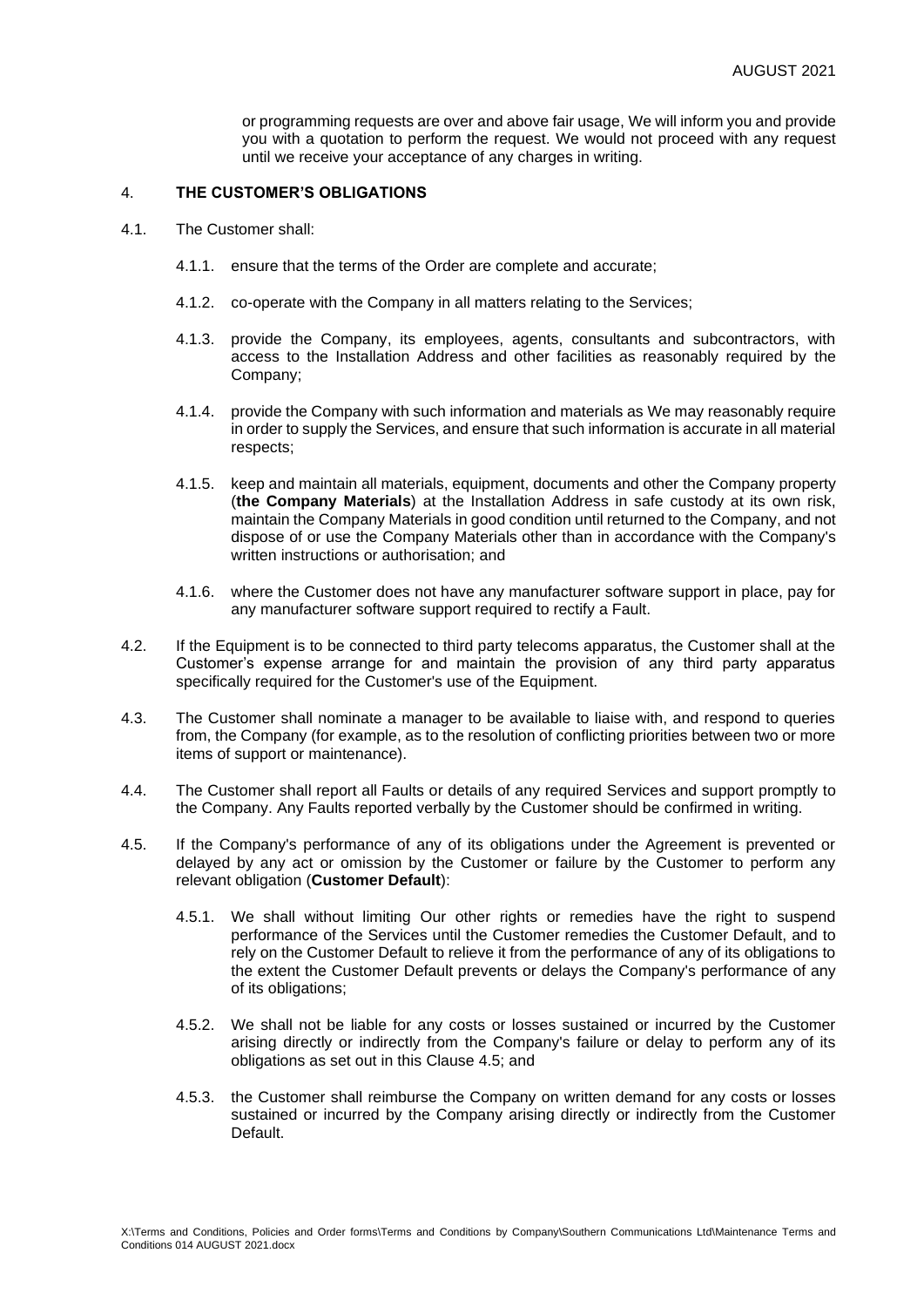or programming requests are over and above fair usage, We will inform you and provide you with a quotation to perform the request. We would not proceed with any request until we receive your acceptance of any charges in writing.

## 4. THE CUSTOMER'S OBLIGATIONS

4.1. The Customer shall:

4.1.1. ensure that the terms of the Order are complete and accurate;

4.1.2. co-operate with the Company in all matters relating to the Services;

4.1.3. provide the Company, its employees, agents, consultants and subcontractors, with access to the Installation Address and other facilities as reasonably required by the Company;

4.1.4. provide the Company with such information and materials as We may reasonably require in order to supply the Services, and ensure that such information is accurate in all material respects;

4.1.5. keep and maintain all materials, equipment, documents and other the Company property (**the Company Materials**) at the Installation Address in safe custody at its own risk, maintain the Company Materials in good condition until returned to the Company, and not dispose of or use the Company Materials other than in accordance with the Company's written instructions or authorisation; and

4.1.6. where the Customer does not have any manufacturer software support in place, pay for any manufacturer software support required to rectify a Fault.

4.2. If the Equipment is to be connected to third party telecoms apparatus, the Customer shall at the Customer's expense arrange for and maintain the provision of any third party apparatus specifically required for the Customer's use of the Equipment.

4.3. The Customer shall nominate a manager to be available to liaise with, and respond to queries from, the Company (for example, as to the resolution of conflicting priorities between two or more items of support or maintenance).

4.4. The Customer shall report all Faults or details of any required Services and support promptly to the Company. Any Faults reported verbally by the Customer should be confirmed in writing.

4.5. If the Company's performance of any of its obligations under the Agreement is prevented or delayed by any act or omission by the Customer or failure by the Customer to perform any relevant obligation (**Customer Default**):

4.5.1. We shall without limiting Our other rights or remedies have the right to suspend performance of the Services until the Customer remedies the Customer Default, and to rely on the Customer Default to relieve it from the performance of any of its obligations to the extent the Customer Default prevents or delays the Company's performance of any of its obligations;

4.5.2. We shall not be liable for any costs or losses sustained or incurred by the Customer arising directly or indirectly from the Company's failure or delay to perform any of its obligations as set out in this Clause 4.5; and

4.5.3. the Customer shall reimburse the Company on written demand for any costs or losses sustained or incurred by the Company arising directly or indirectly from the Customer Default.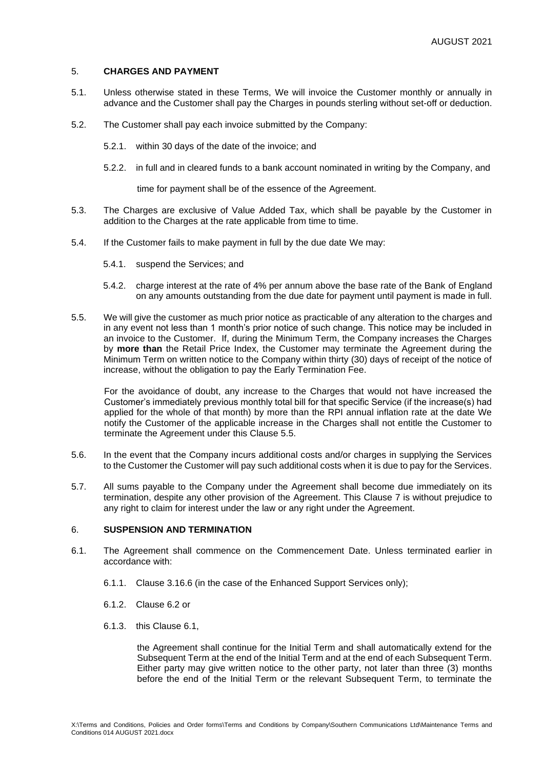## 5. CHARGES AND PAYMENT

5.1. Unless otherwise stated in these Terms, We will invoice the Customer monthly or annually in advance and the Customer shall pay the Charges in pounds sterling without set-off or deduction.

5.2. The Customer shall pay each invoice submitted by the Company:

5.2.1. within 30 days of the date of the invoice; and

5.2.2. in full and in cleared funds to a bank account nominated in writing by the Company, and

time for payment shall be of the essence of the Agreement.

5.3. The Charges are exclusive of Value Added Tax, which shall be payable by the Customer in addition to the Charges at the rate applicable from time to time.

5.4. If the Customer fails to make payment in full by the due date We may:

5.4.1. suspend the Services; and

5.4.2. charge interest at the rate of 4% per annum above the base rate of the Bank of England on any amounts outstanding from the due date for payment until payment is made in full.

5.5. We will give the customer as much prior notice as practicable of any alteration to the charges and in any event not less than 1 month's prior notice of such change. This notice may be included in an invoice to the Customer. If, during the Minimum Term, the Company increases the Charges by **more than** the Retail Price Index, the Customer may terminate the Agreement during the Minimum Term on written notice to the Company within thirty (30) days of receipt of the notice of increase, without the obligation to pay the Early Termination Fee.

For the avoidance of doubt, any increase to the Charges that would not have increased the Customer's immediately previous monthly total bill for that specific Service (if the increase(s) had applied for the whole of that month) by more than the RPI annual inflation rate at the date We notify the Customer of the applicable increase in the Charges shall not entitle the Customer to terminate the Agreement under this Clause 5.5.

5.6. In the event that the Company incurs additional costs and/or charges in supplying the Services to the Customer the Customer will pay such additional costs when it is due to pay for the Services.

5.7. All sums payable to the Company under the Agreement shall become due immediately on its termination, despite any other provision of the Agreement. This Clause 7 is without prejudice to any right to claim for interest under the law or any right under the Agreement.

## 6. SUSPENSION AND TERMINATION

6.1. The Agreement shall commence on the Commencement Date. Unless terminated earlier in accordance with:

6.1.1. Clause 3.16.6 (in the case of the Enhanced Support Services only);

6.1.2. Clause 6.2 or

6.1.3. this Clause 6.1,

the Agreement shall continue for the Initial Term and shall automatically extend for the Subsequent Term at the end of the Initial Term and at the end of each Subsequent Term. Either party may give written notice to the other party, not later than three (3) months before the end of the Initial Term or the relevant Subsequent Term, to terminate the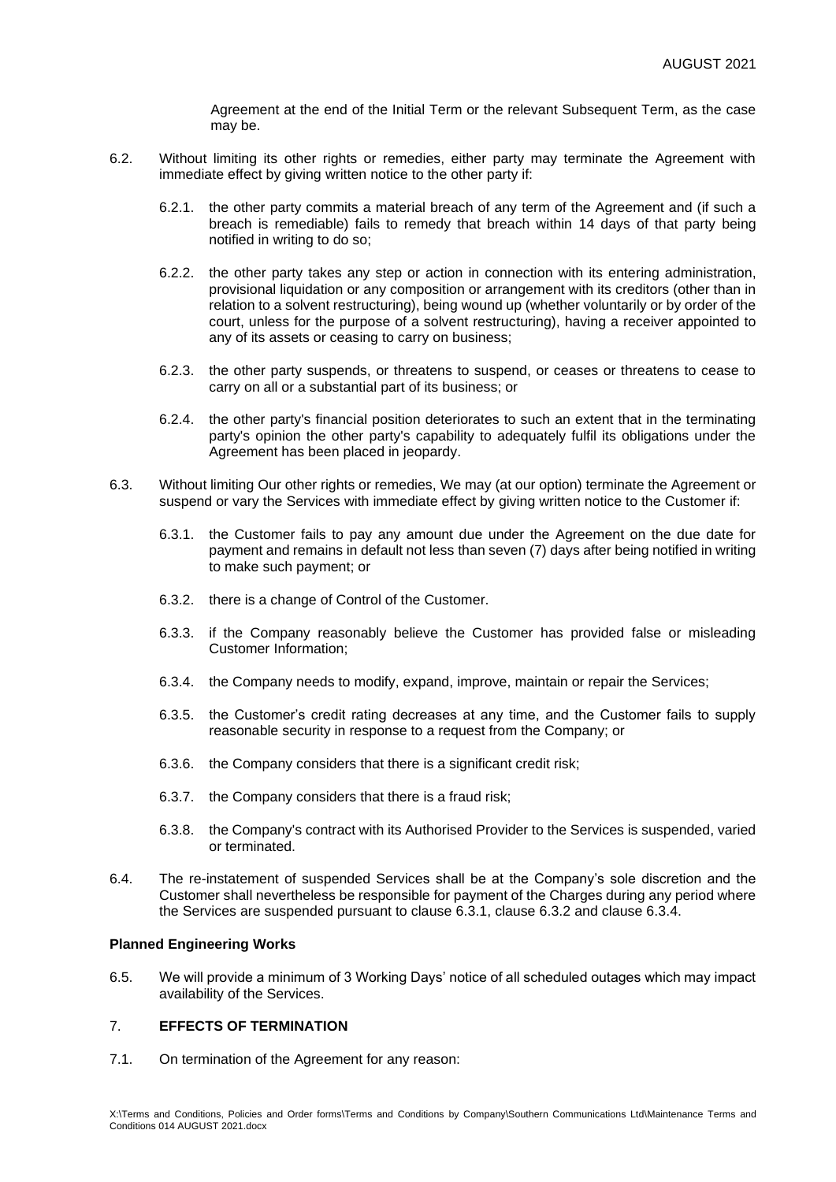Agreement at the end of the Initial Term or the relevant Subsequent Term, as the case may be.

6.2. Without limiting its other rights or remedies, either party may terminate the Agreement with immediate effect by giving written notice to the other party if:

6.2.1. the other party commits a material breach of any term of the Agreement and (if such a breach is remediable) fails to remedy that breach within 14 days of that party being notified in writing to do so;

6.2.2. the other party takes any step or action in connection with its entering administration, provisional liquidation or any composition or arrangement with its creditors (other than in relation to a solvent restructuring), being wound up (whether voluntarily or by order of the court, unless for the purpose of a solvent restructuring), having a receiver appointed to any of its assets or ceasing to carry on business;

6.2.3. the other party suspends, or threatens to suspend, or ceases or threatens to cease to carry on all or a substantial part of its business; or

6.2.4. the other party's financial position deteriorates to such an extent that in the terminating party's opinion the other party's capability to adequately fulfil its obligations under the Agreement has been placed in jeopardy.

6.3. Without limiting Our other rights or remedies, We may (at our option) terminate the Agreement or suspend or vary the Services with immediate effect by giving written notice to the Customer if:

6.3.1. the Customer fails to pay any amount due under the Agreement on the due date for payment and remains in default not less than seven (7) days after being notified in writing to make such payment; or

6.3.2. there is a change of Control of the Customer.

6.3.3. if the Company reasonably believe the Customer has provided false or misleading Customer Information;

6.3.4. the Company needs to modify, expand, improve, maintain or repair the Services;

6.3.5. the Customer's credit rating decreases at any time, and the Customer fails to supply reasonable security in response to a request from the Company; or

6.3.6. the Company considers that there is a significant credit risk;

6.3.7. the Company considers that there is a fraud risk;

6.3.8. the Company's contract with its Authorised Provider to the Services is suspended, varied or terminated.

6.4. The re-instatement of suspended Services shall be at the Company's sole discretion and the Customer shall nevertheless be responsible for payment of the Charges during any period where the Services are suspended pursuant to clause 6.3.1, clause 6.3.2 and clause 6.3.4.

**Planned Engineering Works**

6.5. We will provide a minimum of 3 Working Days' notice of all scheduled outages which may impact availability of the Services.

## 7. EFFECTS OF TERMINATION

7.1. On termination of the Agreement for any reason: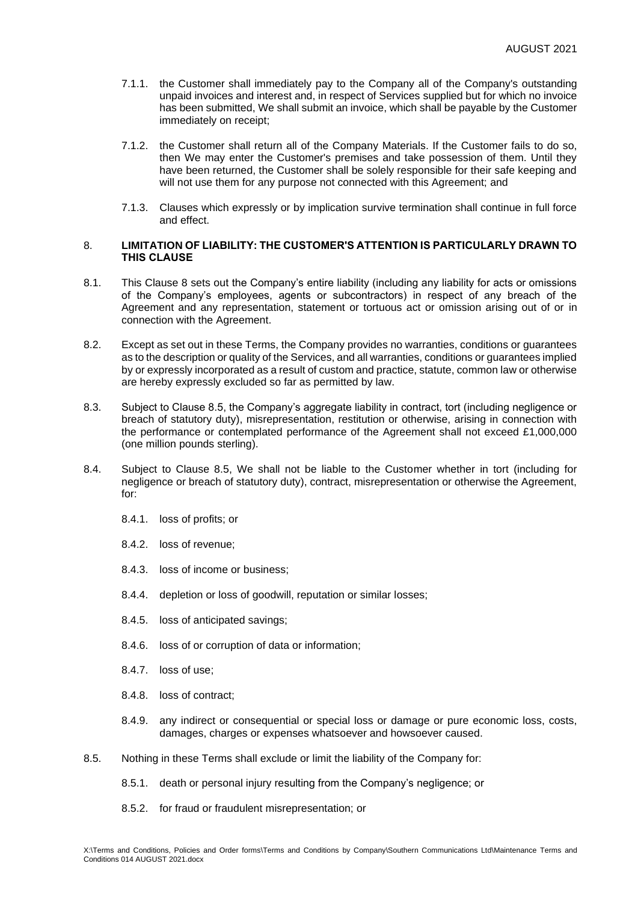7.1.1. the Customer shall immediately pay to the Company all of the Company's outstanding unpaid invoices and interest and, in respect of Services supplied but for which no invoice has been submitted, We shall submit an invoice, which shall be payable by the Customer immediately on receipt;

7.1.2. the Customer shall return all of the Company Materials. If the Customer fails to do so, then We may enter the Customer's premises and take possession of them. Until they have been returned, the Customer shall be solely responsible for their safe keeping and will not use them for any purpose not connected with this Agreement; and

7.1.3. Clauses which expressly or by implication survive termination shall continue in full force and effect.

## 8. LIMITATION OF LIABILITY: THE CUSTOMER'S ATTENTION IS PARTICULARLY DRAWN TO THIS CLAUSE

8.1. This Clause 8 sets out the Company's entire liability (including any liability for acts or omissions of the Company's employees, agents or subcontractors) in respect of any breach of the Agreement and any representation, statement or tortuous act or omission arising out of or in connection with the Agreement.

8.2. Except as set out in these Terms, the Company provides no warranties, conditions or guarantees as to the description or quality of the Services, and all warranties, conditions or guarantees implied by or expressly incorporated as a result of custom and practice, statute, common law or otherwise are hereby expressly excluded so far as permitted by law.

8.3. Subject to Clause 8.5, the Company's aggregate liability in contract, tort (including negligence or breach of statutory duty), misrepresentation, restitution or otherwise, arising in connection with the performance or contemplated performance of the Agreement shall not exceed £1,000,000 (one million pounds sterling).

8.4. Subject to Clause 8.5, We shall not be liable to the Customer whether in tort (including for negligence or breach of statutory duty), contract, misrepresentation or otherwise the Agreement, for:

8.4.1. loss of profits; or

8.4.2. loss of revenue;

8.4.3. loss of income or business;

8.4.4. depletion or loss of goodwill, reputation or similar losses;

8.4.5. loss of anticipated savings;

8.4.6. loss of or corruption of data or information;

8.4.7. loss of use;

8.4.8. loss of contract;

8.4.9. any indirect or consequential or special loss or damage or pure economic loss, costs, damages, charges or expenses whatsoever and howsoever caused.

8.5. Nothing in these Terms shall exclude or limit the liability of the Company for:

8.5.1. death or personal injury resulting from the Company's negligence; or

8.5.2. for fraud or fraudulent misrepresentation; or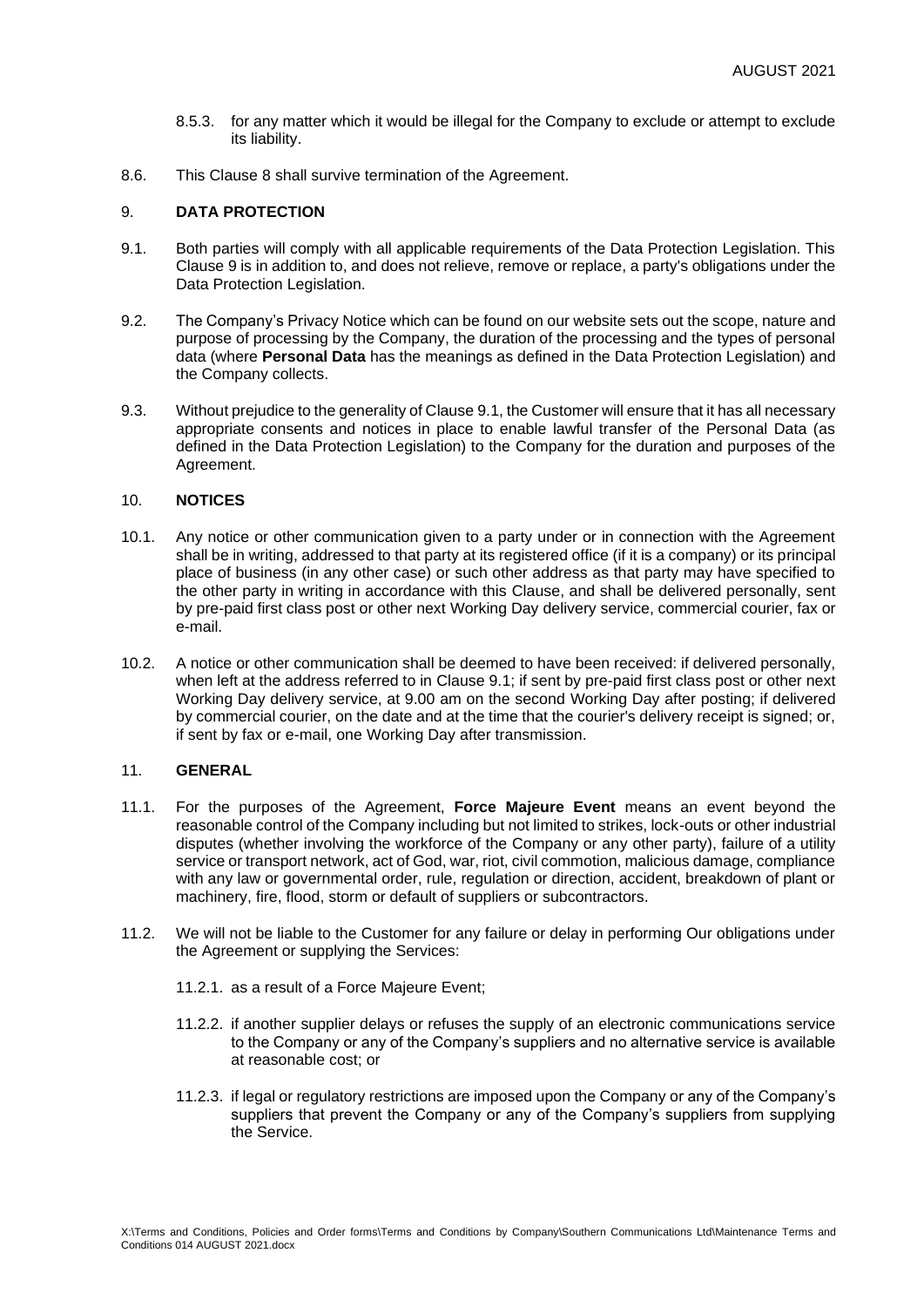8.5.3. for any matter which it would be illegal for the Company to exclude or attempt to exclude its liability.

8.6. This Clause 8 shall survive termination of the Agreement.

## 9. DATA PROTECTION

9.1. Both parties will comply with all applicable requirements of the Data Protection Legislation. This Clause 9 is in addition to, and does not relieve, remove or replace, a party's obligations under the Data Protection Legislation.

9.2. The Company's Privacy Notice which can be found on our website sets out the scope, nature and purpose of processing by the Company, the duration of the processing and the types of personal data (where **Personal Data** has the meanings as defined in the Data Protection Legislation) and the Company collects.

9.3. Without prejudice to the generality of Clause 9.1, the Customer will ensure that it has all necessary appropriate consents and notices in place to enable lawful transfer of the Personal Data (as defined in the Data Protection Legislation) to the Company for the duration and purposes of the Agreement.

## 10. NOTICES

10.1. Any notice or other communication given to a party under or in connection with the Agreement shall be in writing, addressed to that party at its registered office (if it is a company) or its principal place of business (in any other case) or such other address as that party may have specified to the other party in writing in accordance with this Clause, and shall be delivered personally, sent by pre-paid first class post or other next Working Day delivery service, commercial courier, fax or e-mail.

10.2. A notice or other communication shall be deemed to have been received: if delivered personally, when left at the address referred to in Clause 9.1; if sent by pre-paid first class post or other next Working Day delivery service, at 9.00 am on the second Working Day after posting; if delivered by commercial courier, on the date and at the time that the courier's delivery receipt is signed; or, if sent by fax or e-mail, one Working Day after transmission.

## 11. GENERAL

11.1. For the purposes of the Agreement, **Force Majeure Event** means an event beyond the reasonable control of the Company including but not limited to strikes, lock-outs or other industrial disputes (whether involving the workforce of the Company or any other party), failure of a utility service or transport network, act of God, war, riot, civil commotion, malicious damage, compliance with any law or governmental order, rule, regulation or direction, accident, breakdown of plant or machinery, fire, flood, storm or default of suppliers or subcontractors.

11.2. We will not be liable to the Customer for any failure or delay in performing Our obligations under the Agreement or supplying the Services:

11.2.1. as a result of a Force Majeure Event;

11.2.2. if another supplier delays or refuses the supply of an electronic communications service to the Company or any of the Company's suppliers and no alternative service is available at reasonable cost; or

11.2.3. if legal or regulatory restrictions are imposed upon the Company or any of the Company's suppliers that prevent the Company or any of the Company's suppliers from supplying the Service.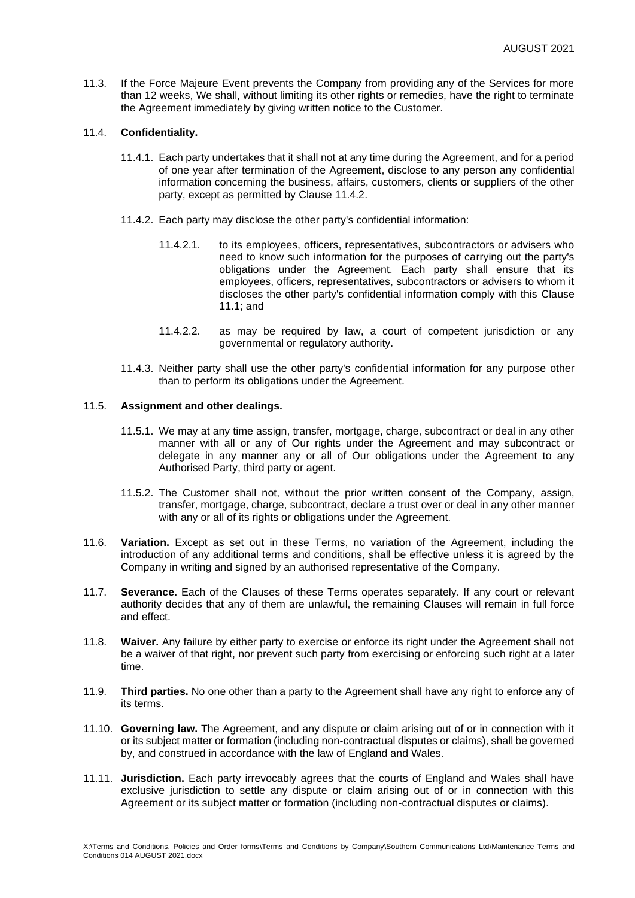11.3. If the Force Majeure Event prevents the Company from providing any of the Services for more than 12 weeks, We shall, without limiting its other rights or remedies, have the right to terminate the Agreement immediately by giving written notice to the Customer.

11.4. **Confidentiality.**

11.4.1. Each party undertakes that it shall not at any time during the Agreement, and for a period of one year after termination of the Agreement, disclose to any person any confidential information concerning the business, affairs, customers, clients or suppliers of the other party, except as permitted by Clause 11.4.2.

11.4.2. Each party may disclose the other party's confidential information:

11.4.2.1. to its employees, officers, representatives, subcontractors or advisers who need to know such information for the purposes of carrying out the party's obligations under the Agreement. Each party shall ensure that its employees, officers, representatives, subcontractors or advisers to whom it discloses the other party's confidential information comply with this Clause 11.1; and

11.4.2.2. as may be required by law, a court of competent jurisdiction or any governmental or regulatory authority.

11.4.3. Neither party shall use the other party's confidential information for any purpose other than to perform its obligations under the Agreement.

11.5. **Assignment and other dealings.**

11.5.1. We may at any time assign, transfer, mortgage, charge, subcontract or deal in any other manner with all or any of Our rights under the Agreement and may subcontract or delegate in any manner any or all of Our obligations under the Agreement to any Authorised Party, third party or agent.

11.5.2. The Customer shall not, without the prior written consent of the Company, assign, transfer, mortgage, charge, subcontract, declare a trust over or deal in any other manner with any or all of its rights or obligations under the Agreement.

11.6. **Variation.** Except as set out in these Terms, no variation of the Agreement, including the introduction of any additional terms and conditions, shall be effective unless it is agreed by the Company in writing and signed by an authorised representative of the Company.

11.7. **Severance.** Each of the Clauses of these Terms operates separately. If any court or relevant authority decides that any of them are unlawful, the remaining Clauses will remain in full force and effect.

11.8. **Waiver.** Any failure by either party to exercise or enforce its right under the Agreement shall not be a waiver of that right, nor prevent such party from exercising or enforcing such right at a later time.

11.9. **Third parties.** No one other than a party to the Agreement shall have any right to enforce any of its terms.

11.10. **Governing law.** The Agreement, and any dispute or claim arising out of or in connection with it or its subject matter or formation (including non-contractual disputes or claims), shall be governed by, and construed in accordance with the law of England and Wales.

11.11. **Jurisdiction.** Each party irrevocably agrees that the courts of England and Wales shall have exclusive jurisdiction to settle any dispute or claim arising out of or in connection with this Agreement or its subject matter or formation (including non-contractual disputes or claims).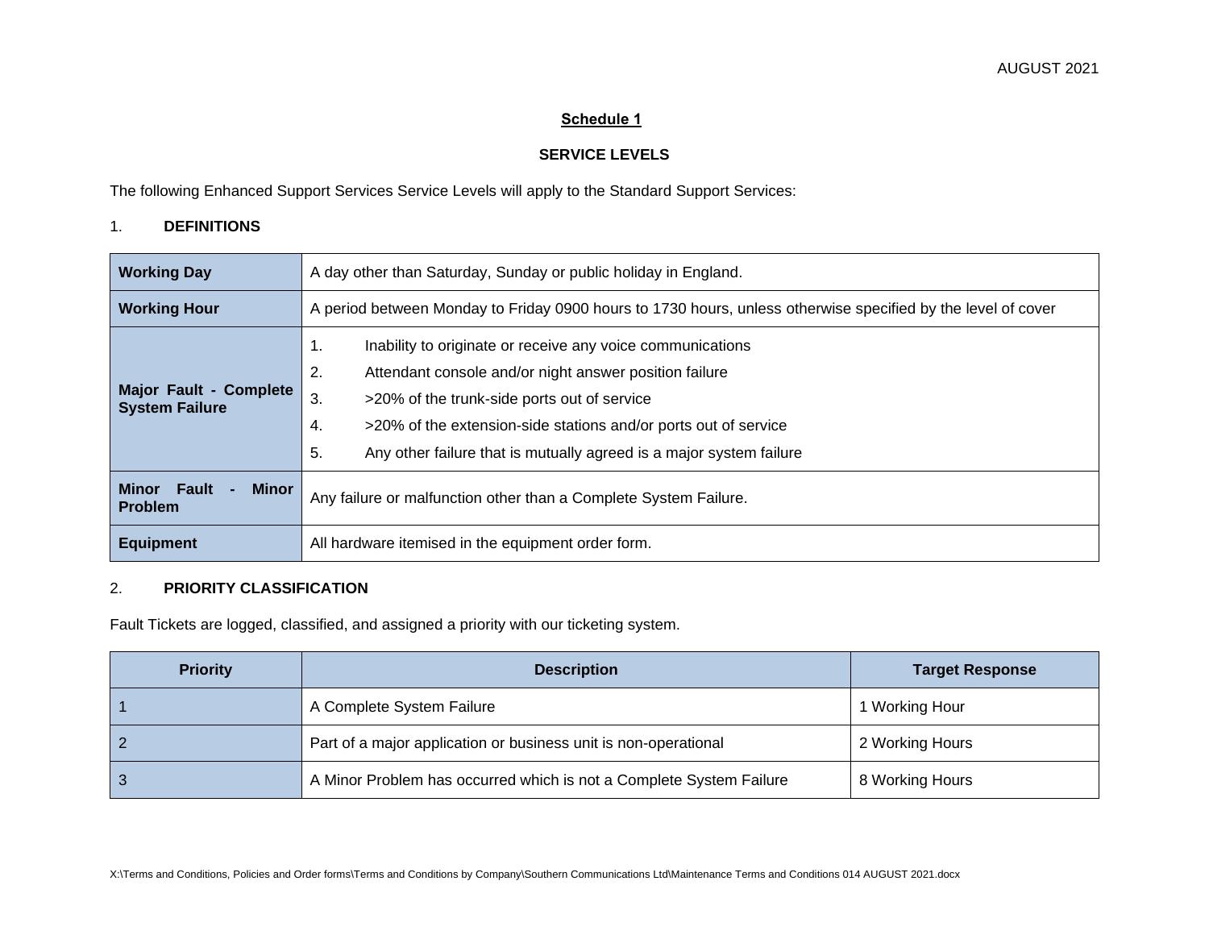## Schedule 1

### SERVICE LEVELS

The following Enhanced Support Services Service Levels will apply to the Standard Support Services:

1. **DEFINITIONS**

| | |
|---|---|
| **Working Day** | A day other than Saturday, Sunday or public holiday in England. |
| **Working Hour** | A period between Monday to Friday 0900 hours to 1730 hours, unless otherwise specified by the level of cover |
| **Major Fault - Complete System Failure** | 1. Inability to originate or receive any voice communications<br>2. Attendant console and/or night answer position failure<br>3. >20% of the trunk-side ports out of service<br>4. >20% of the extension-side stations and/or ports out of service<br>5. Any other failure that is mutually agreed is a major system failure |
| **Minor Fault - Minor Problem** | Any failure or malfunction other than a Complete System Failure. |
| **Equipment** | All hardware itemised in the equipment order form. |

2. **PRIORITY CLASSIFICATION**

Fault Tickets are logged, classified, and assigned a priority with our ticketing system.

| Priority | Description | Target Response |
|---|---|---|
| 1 | A Complete System Failure | 1 Working Hour |
| 2 | Part of a major application or business unit is non-operational | 2 Working Hours |
| 3 | A Minor Problem has occurred which is not a Complete System Failure | 8 Working Hours |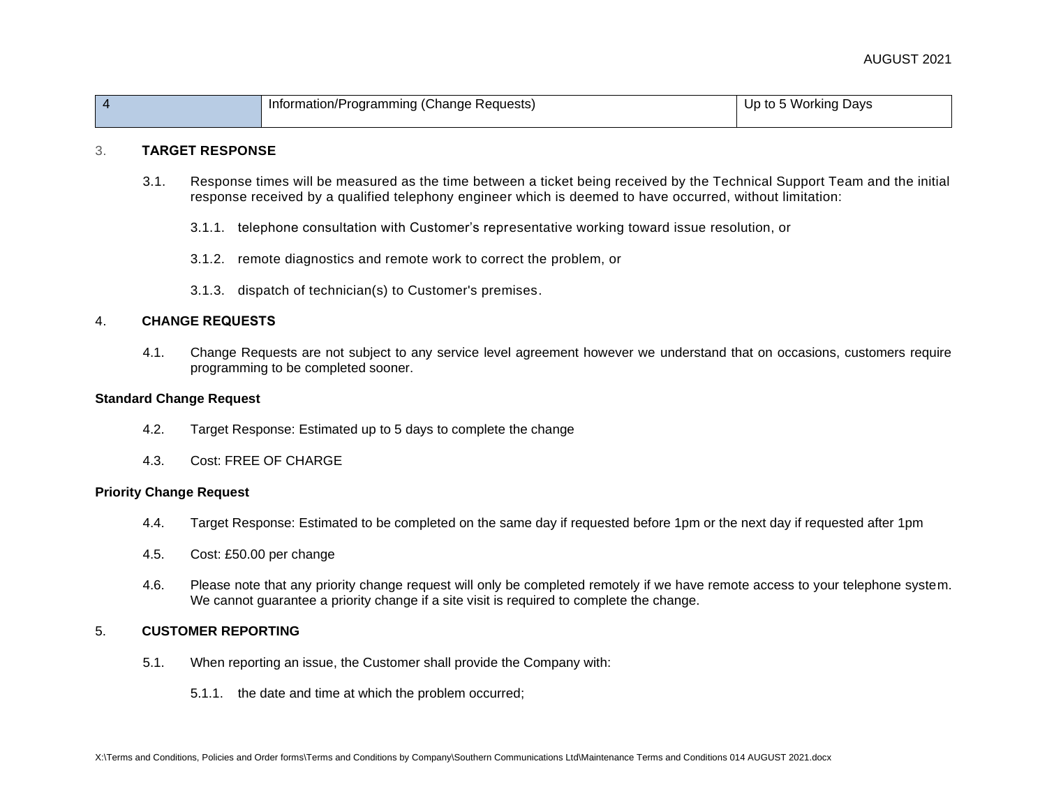| 4 | Information/Programming (Change Requests) | Up to 5 Working Days |
|---|---|---|

3. **TARGET RESPONSE**

3.1. Response times will be measured as the time between a ticket being received by the Technical Support Team and the initial response received by a qualified telephony engineer which is deemed to have occurred, without limitation:

3.1.1. telephone consultation with Customer's representative working toward issue resolution, or

3.1.2. remote diagnostics and remote work to correct the problem, or

3.1.3. dispatch of technician(s) to Customer's premises.

4. **CHANGE REQUESTS**

4.1. Change Requests are not subject to any service level agreement however we understand that on occasions, customers require programming to be completed sooner.

**Standard Change Request**

4.2. Target Response: Estimated up to 5 days to complete the change

4.3. Cost: FREE OF CHARGE

**Priority Change Request**

4.4. Target Response: Estimated to be completed on the same day if requested before 1pm or the next day if requested after 1pm

4.5. Cost: £50.00 per change

4.6. Please note that any priority change request will only be completed remotely if we have remote access to your telephone system. We cannot guarantee a priority change if a site visit is required to complete the change.

5. **CUSTOMER REPORTING**

5.1. When reporting an issue, the Customer shall provide the Company with:

5.1.1. the date and time at which the problem occurred;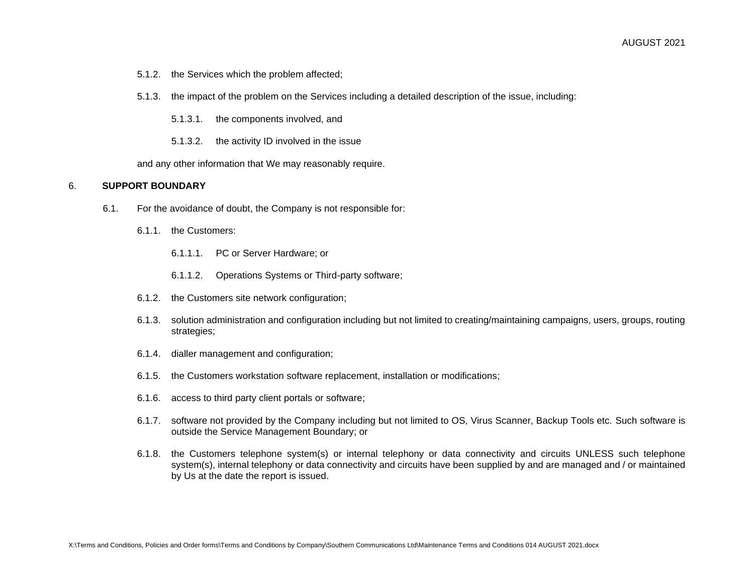5.1.2. the Services which the problem affected;

5.1.3. the impact of the problem on the Services including a detailed description of the issue, including:

5.1.3.1. the components involved, and

5.1.3.2. the activity ID involved in the issue

and any other information that We may reasonably require.

## 6. SUPPORT BOUNDARY

6.1. For the avoidance of doubt, the Company is not responsible for:

6.1.1. the Customers:

6.1.1.1. PC or Server Hardware; or

6.1.1.2. Operations Systems or Third-party software;

6.1.2. the Customers site network configuration;

6.1.3. solution administration and configuration including but not limited to creating/maintaining campaigns, users, groups, routing strategies;

6.1.4. dialler management and configuration;

6.1.5. the Customers workstation software replacement, installation or modifications;

6.1.6. access to third party client portals or software;

6.1.7. software not provided by the Company including but not limited to OS, Virus Scanner, Backup Tools etc. Such software is outside the Service Management Boundary; or

6.1.8. the Customers telephone system(s) or internal telephony or data connectivity and circuits UNLESS such telephone system(s), internal telephony or data connectivity and circuits have been supplied by and are managed and / or maintained by Us at the date the report is issued.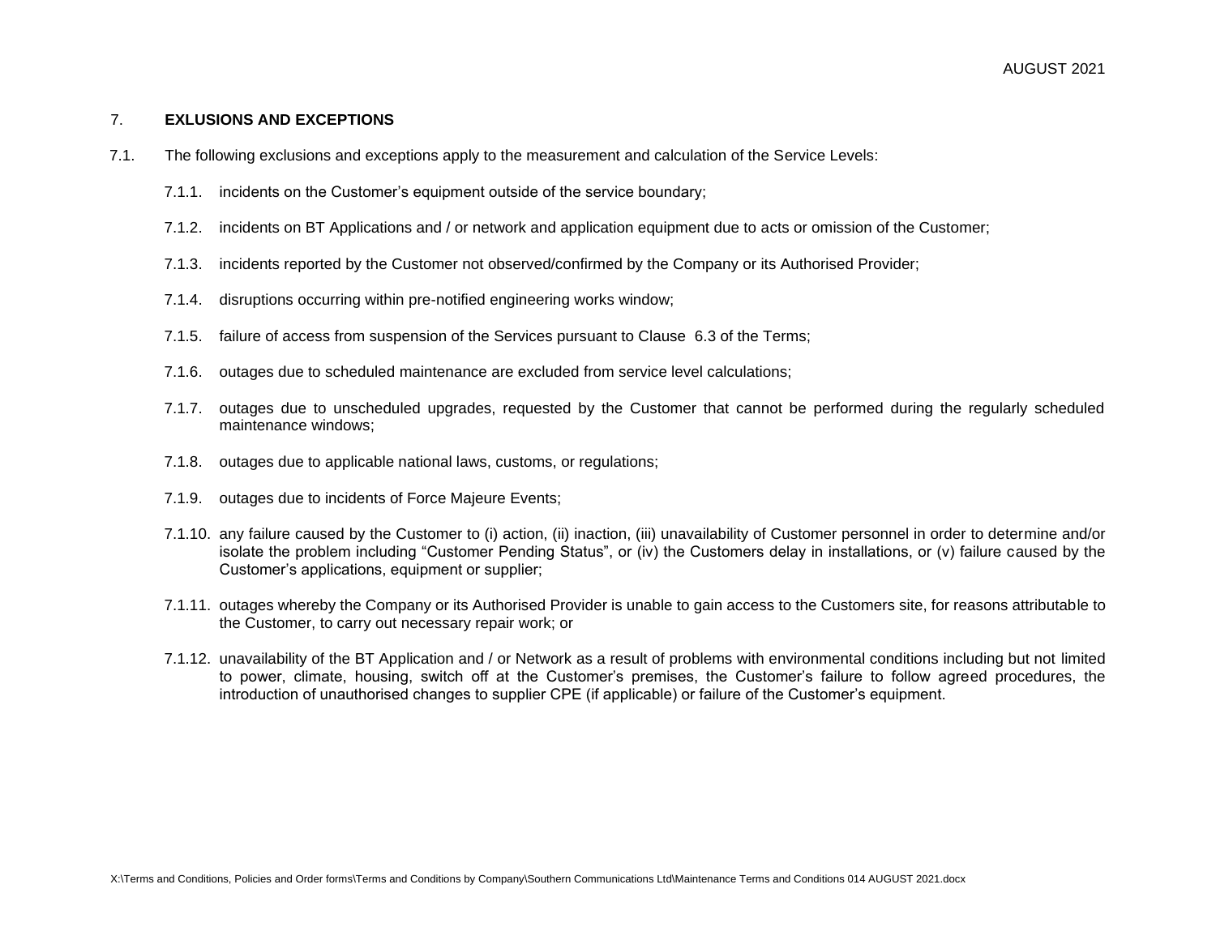## 7. **EXLUSIONS AND EXCEPTIONS**

7.1. The following exclusions and exceptions apply to the measurement and calculation of the Service Levels:

7.1.1. incidents on the Customer's equipment outside of the service boundary;

7.1.2. incidents on BT Applications and / or network and application equipment due to acts or omission of the Customer;

7.1.3. incidents reported by the Customer not observed/confirmed by the Company or its Authorised Provider;

7.1.4. disruptions occurring within pre-notified engineering works window;

7.1.5. failure of access from suspension of the Services pursuant to Clause 6.3 of the Terms;

7.1.6. outages due to scheduled maintenance are excluded from service level calculations;

7.1.7. outages due to unscheduled upgrades, requested by the Customer that cannot be performed during the regularly scheduled maintenance windows;

7.1.8. outages due to applicable national laws, customs, or regulations;

7.1.9. outages due to incidents of Force Majeure Events;

7.1.10. any failure caused by the Customer to (i) action, (ii) inaction, (iii) unavailability of Customer personnel in order to determine and/or isolate the problem including "Customer Pending Status", or (iv) the Customers delay in installations, or (v) failure caused by the Customer's applications, equipment or supplier;

7.1.11. outages whereby the Company or its Authorised Provider is unable to gain access to the Customers site, for reasons attributable to the Customer, to carry out necessary repair work; or

7.1.12. unavailability of the BT Application and / or Network as a result of problems with environmental conditions including but not limited to power, climate, housing, switch off at the Customer's premises, the Customer's failure to follow agreed procedures, the introduction of unauthorised changes to supplier CPE (if applicable) or failure of the Customer's equipment.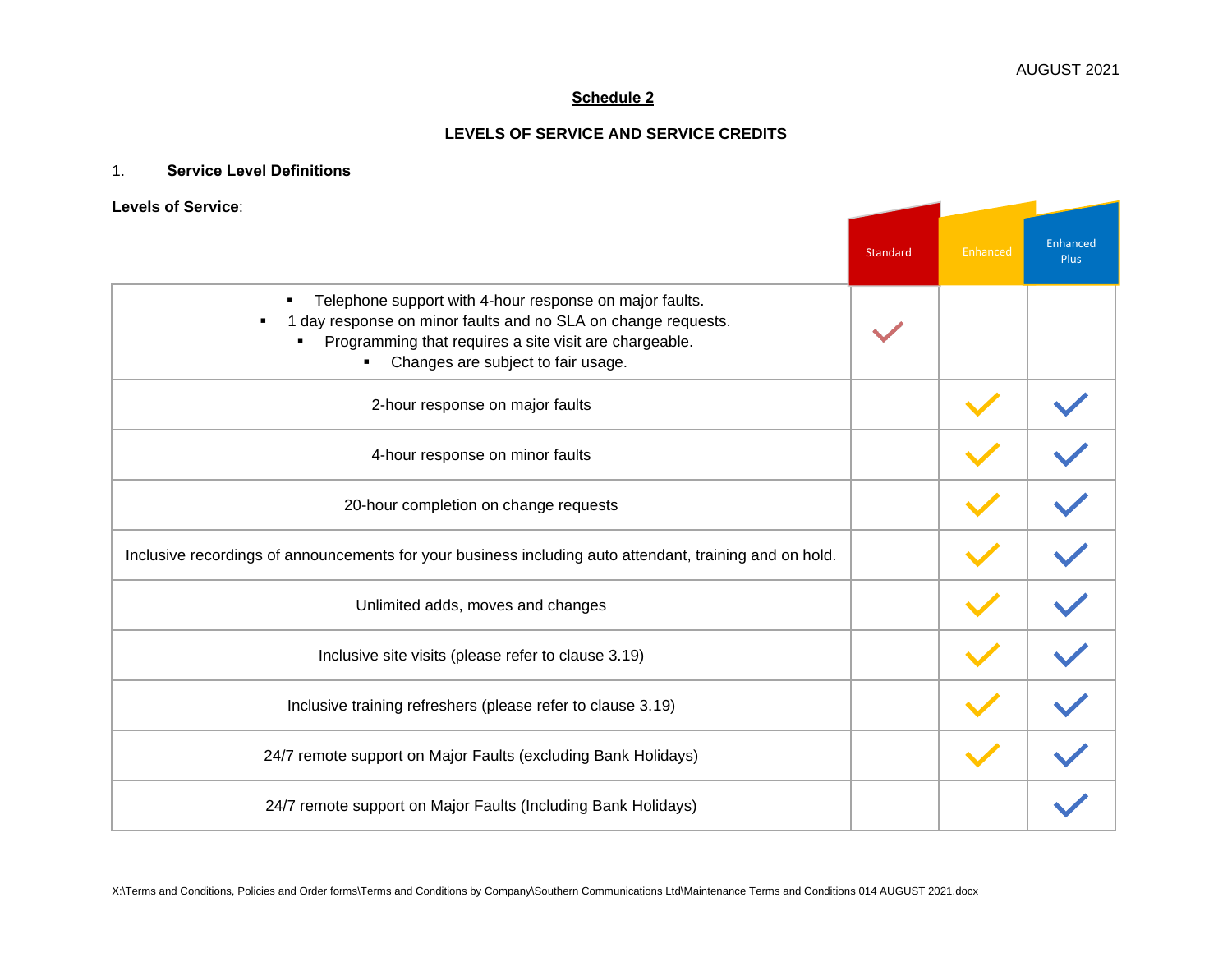AUGUST 2021

**Schedule 2**

**LEVELS OF SERVICE AND SERVICE CREDITS**

1. **Service Level Definitions**

**Levels of Service**:

| | Standard | Enhanced | Enhanced Plus |
|---|---|---|---|
| ▪ Telephone support with 4-hour response on major faults. ▪ 1 day response on minor faults and no SLA on change requests. ▪ Programming that requires a site visit are chargeable. ▪ Changes are subject to fair usage. | ✓ | | |
| 2-hour response on major faults | | ✓ | ✓ |
| 4-hour response on minor faults | | ✓ | ✓ |
| 20-hour completion on change requests | | ✓ | ✓ |
| Inclusive recordings of announcements for your business including auto attendant, training and on hold. | | ✓ | ✓ |
| Unlimited adds, moves and changes | | ✓ | ✓ |
| Inclusive site visits (please refer to clause 3.19) | | ✓ | ✓ |
| Inclusive training refreshers (please refer to clause 3.19) | | ✓ | ✓ |
| 24/7 remote support on Major Faults (excluding Bank Holidays) | | ✓ | ✓ |
| 24/7 remote support on Major Faults (Including Bank Holidays) | | | ✓ |

X:\Terms and Conditions, Policies and Order forms\Terms and Conditions by Company\Southern Communications Ltd\Maintenance Terms and Conditions 014 AUGUST 2021.docx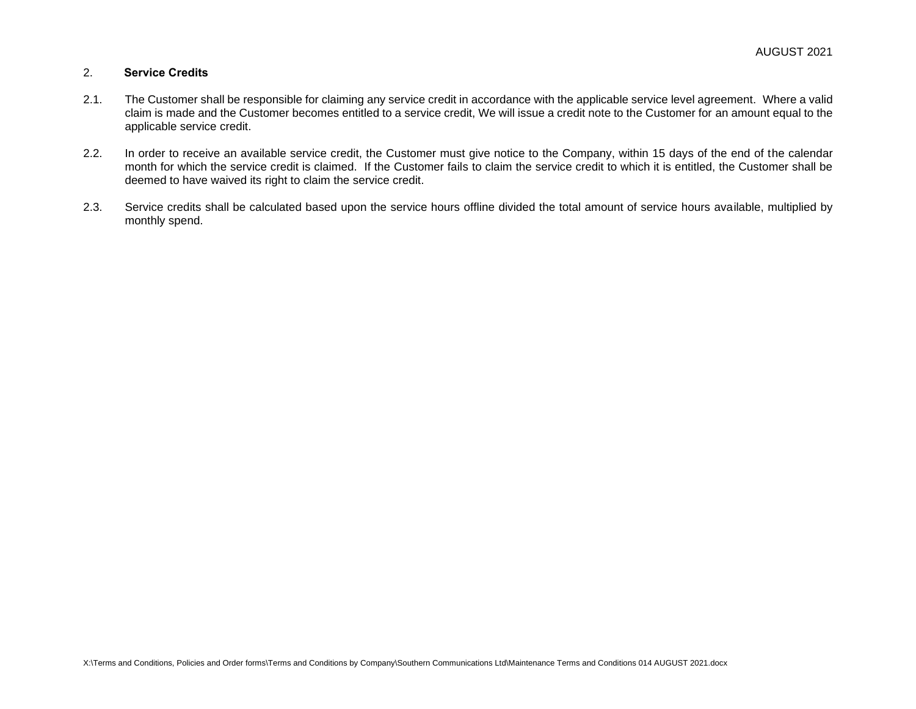## 2. Service Credits

2.1. The Customer shall be responsible for claiming any service credit in accordance with the applicable service level agreement. Where a valid claim is made and the Customer becomes entitled to a service credit, We will issue a credit note to the Customer for an amount equal to the applicable service credit.

2.2. In order to receive an available service credit, the Customer must give notice to the Company, within 15 days of the end of the calendar month for which the service credit is claimed. If the Customer fails to claim the service credit to which it is entitled, the Customer shall be deemed to have waived its right to claim the service credit.

2.3. Service credits shall be calculated based upon the service hours offline divided the total amount of service hours available, multiplied by monthly spend.